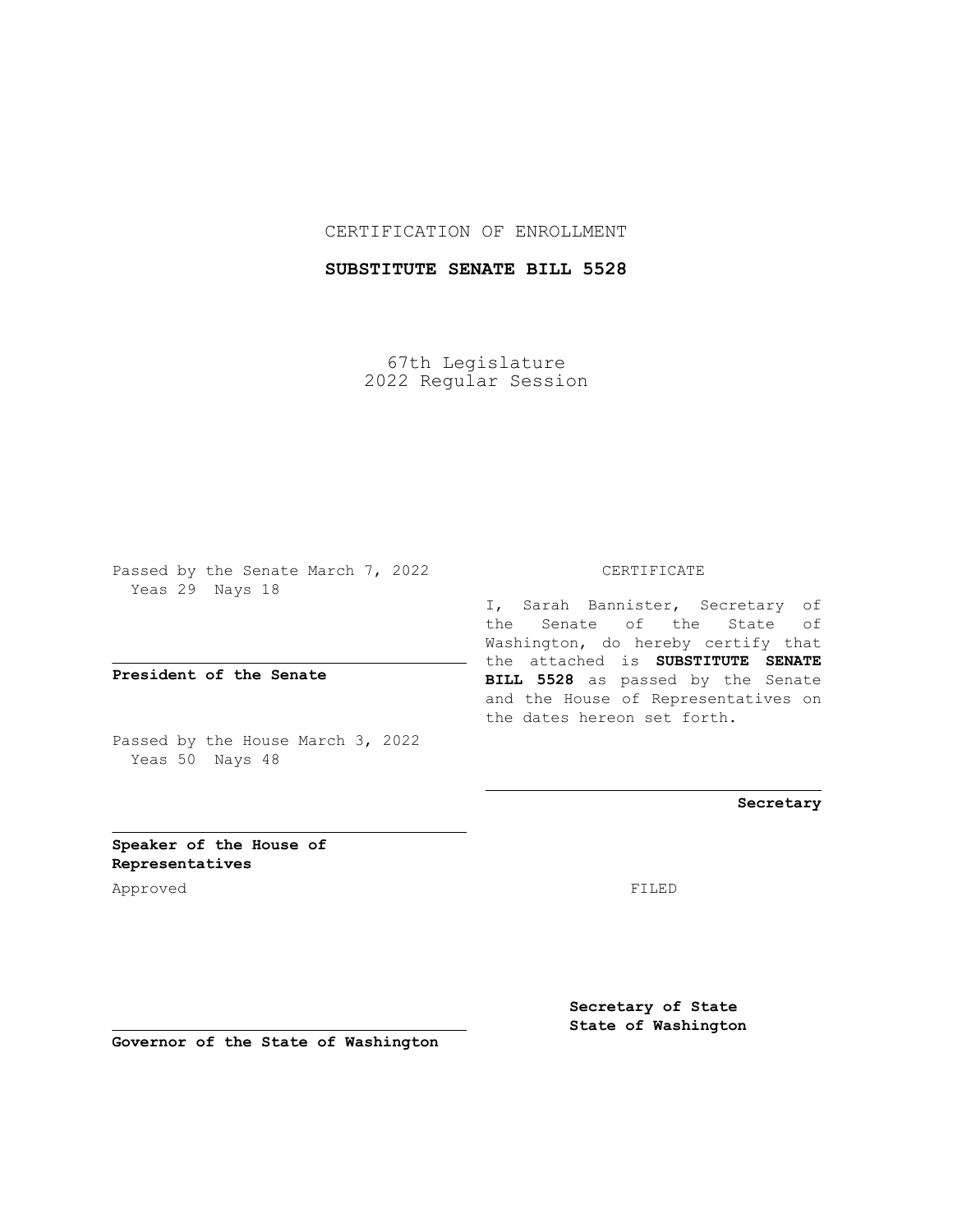CERTIFICATION OF ENROLLMENT

**SUBSTITUTE SENATE BILL 5528**

67th Legislature
2022 Regular Session

Passed by the Senate March 7, 2022
Yeas 29 Nays 18

**President of the Senate**

Passed by the House March 3, 2022
Yeas 50 Nays 48

**Speaker of the House of Representatives**

Approved

**Governor of the State of Washington**

CERTIFICATE

I, Sarah Bannister, Secretary of the Senate of the State of Washington, do hereby certify that the attached is **SUBSTITUTE SENATE BILL 5528** as passed by the Senate and the House of Representatives on the dates hereon set forth.

**Secretary**

FILED

**Secretary of State**
**State of Washington**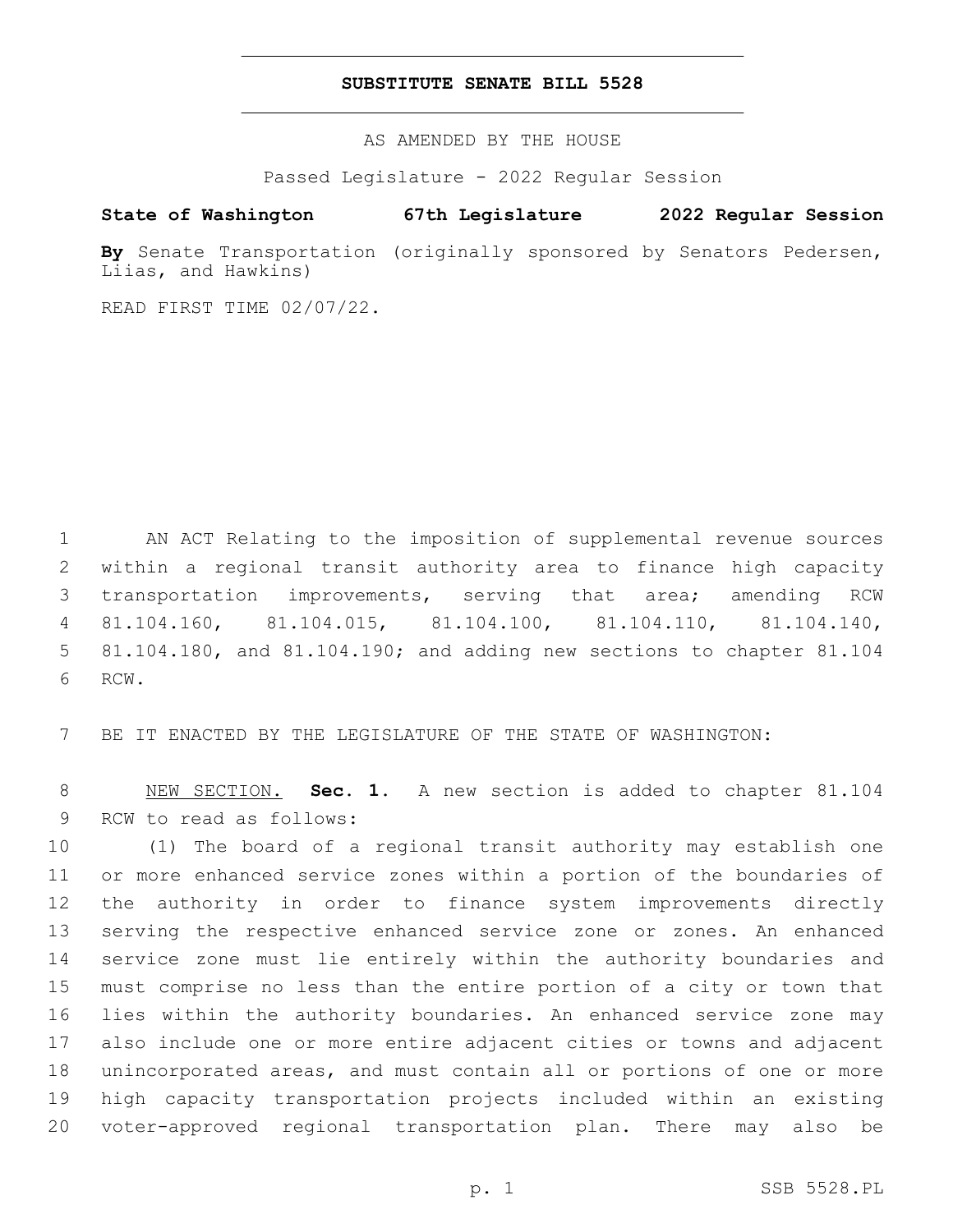**SUBSTITUTE SENATE BILL 5528**

AS AMENDED BY THE HOUSE

Passed Legislature - 2022 Regular Session

**State of Washington 67th Legislature 2022 Regular Session**

**By** Senate Transportation (originally sponsored by Senators Pedersen, Liias, and Hawkins)

READ FIRST TIME 02/07/22.

AN ACT Relating to the imposition of supplemental revenue sources within a regional transit authority area to finance high capacity transportation improvements, serving that area; amending RCW 81.104.160, 81.104.015, 81.104.100, 81.104.110, 81.104.140, 81.104.180, and 81.104.190; and adding new sections to chapter 81.104 RCW.

BE IT ENACTED BY THE LEGISLATURE OF THE STATE OF WASHINGTON:

NEW SECTION. **Sec. 1.** A new section is added to chapter 81.104 RCW to read as follows:

(1) The board of a regional transit authority may establish one or more enhanced service zones within a portion of the boundaries of the authority in order to finance system improvements directly serving the respective enhanced service zone or zones. An enhanced service zone must lie entirely within the authority boundaries and must comprise no less than the entire portion of a city or town that lies within the authority boundaries. An enhanced service zone may also include one or more entire adjacent cities or towns and adjacent unincorporated areas, and must contain all or portions of one or more high capacity transportation projects included within an existing voter-approved regional transportation plan. There may also be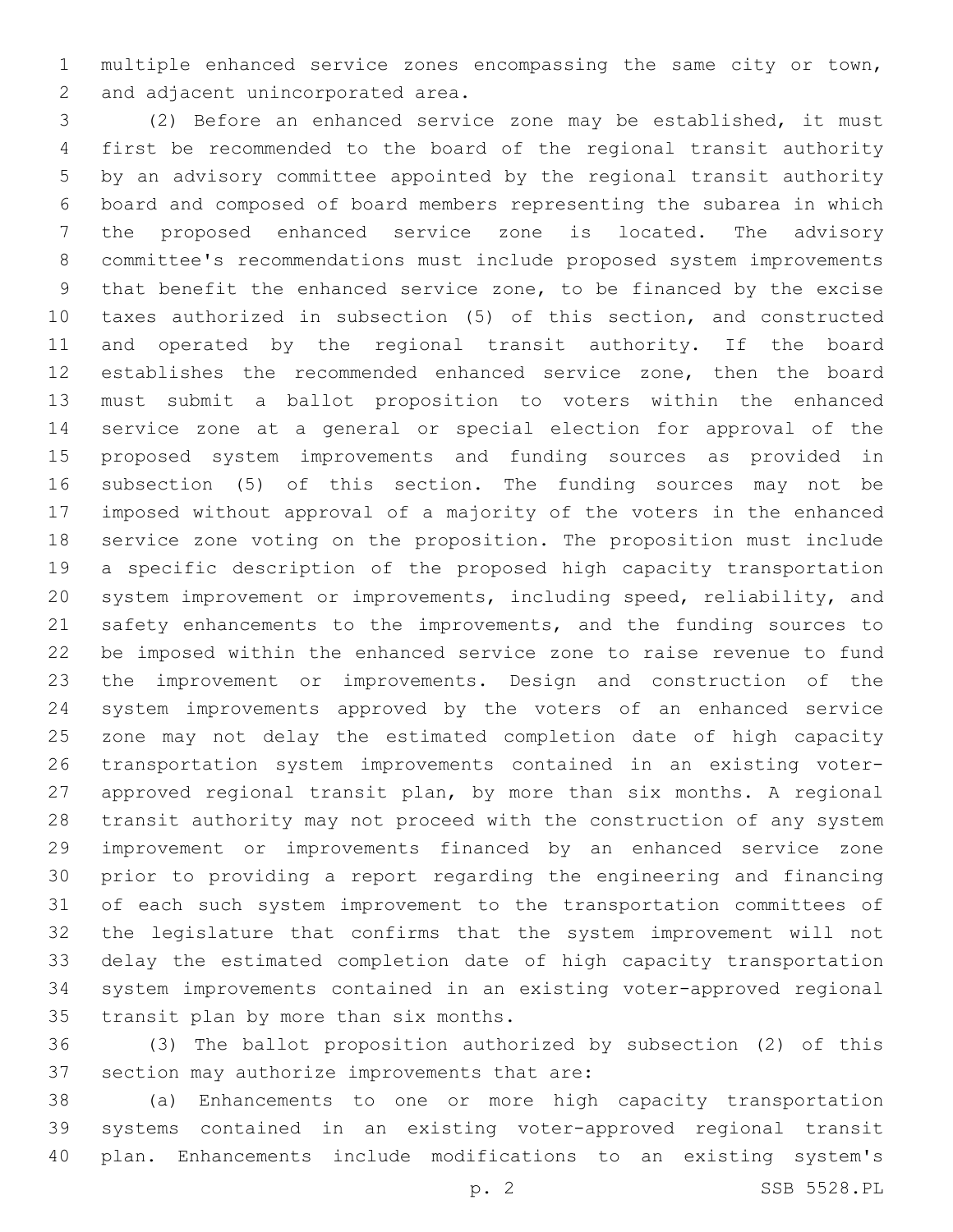multiple enhanced service zones encompassing the same city or town, and adjacent unincorporated area.

(2) Before an enhanced service zone may be established, it must first be recommended to the board of the regional transit authority by an advisory committee appointed by the regional transit authority board and composed of board members representing the subarea in which the proposed enhanced service zone is located. The advisory committee's recommendations must include proposed system improvements that benefit the enhanced service zone, to be financed by the excise taxes authorized in subsection (5) of this section, and constructed and operated by the regional transit authority. If the board establishes the recommended enhanced service zone, then the board must submit a ballot proposition to voters within the enhanced service zone at a general or special election for approval of the proposed system improvements and funding sources as provided in subsection (5) of this section. The funding sources may not be imposed without approval of a majority of the voters in the enhanced service zone voting on the proposition. The proposition must include a specific description of the proposed high capacity transportation system improvement or improvements, including speed, reliability, and safety enhancements to the improvements, and the funding sources to be imposed within the enhanced service zone to raise revenue to fund the improvement or improvements. Design and construction of the system improvements approved by the voters of an enhanced service zone may not delay the estimated completion date of high capacity transportation system improvements contained in an existing voter-approved regional transit plan, by more than six months. A regional transit authority may not proceed with the construction of any system improvement or improvements financed by an enhanced service zone prior to providing a report regarding the engineering and financing of each such system improvement to the transportation committees of the legislature that confirms that the system improvement will not delay the estimated completion date of high capacity transportation system improvements contained in an existing voter-approved regional transit plan by more than six months.

(3) The ballot proposition authorized by subsection (2) of this section may authorize improvements that are:

(a) Enhancements to one or more high capacity transportation systems contained in an existing voter-approved regional transit plan. Enhancements include modifications to an existing system's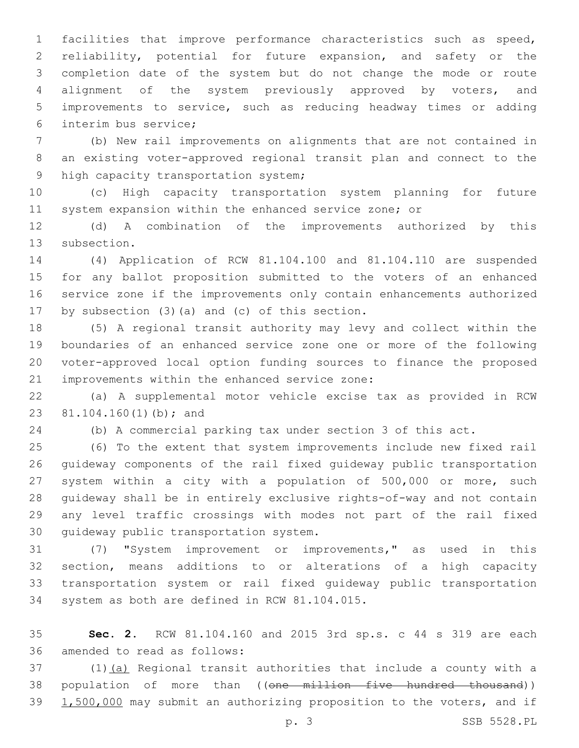facilities that improve performance characteristics such as speed, reliability, potential for future expansion, and safety or the completion date of the system but do not change the mode or route alignment of the system previously approved by voters, and improvements to service, such as reducing headway times or adding interim bus service;

(b) New rail improvements on alignments that are not contained in an existing voter-approved regional transit plan and connect to the high capacity transportation system;

(c) High capacity transportation system planning for future system expansion within the enhanced service zone; or

(d) A combination of the improvements authorized by this subsection.

(4) Application of RCW 81.104.100 and 81.104.110 are suspended for any ballot proposition submitted to the voters of an enhanced service zone if the improvements only contain enhancements authorized by subsection (3)(a) and (c) of this section.

(5) A regional transit authority may levy and collect within the boundaries of an enhanced service zone one or more of the following voter-approved local option funding sources to finance the proposed improvements within the enhanced service zone:

(a) A supplemental motor vehicle excise tax as provided in RCW 81.104.160(1)(b); and

(b) A commercial parking tax under section 3 of this act.

(6) To the extent that system improvements include new fixed rail guideway components of the rail fixed guideway public transportation system within a city with a population of 500,000 or more, such guideway shall be in entirely exclusive rights-of-way and not contain any level traffic crossings with modes not part of the rail fixed guideway public transportation system.

(7) "System improvement or improvements," as used in this section, means additions to or alterations of a high capacity transportation system or rail fixed guideway public transportation system as both are defined in RCW 81.104.015.

**Sec. 2.** RCW 81.104.160 and 2015 3rd sp.s. c 44 s 319 are each amended to read as follows:

(1)(a) Regional transit authorities that include a county with a population of more than ((~~one million five hundred thousand~~)) 1,500,000 may submit an authorizing proposition to the voters, and if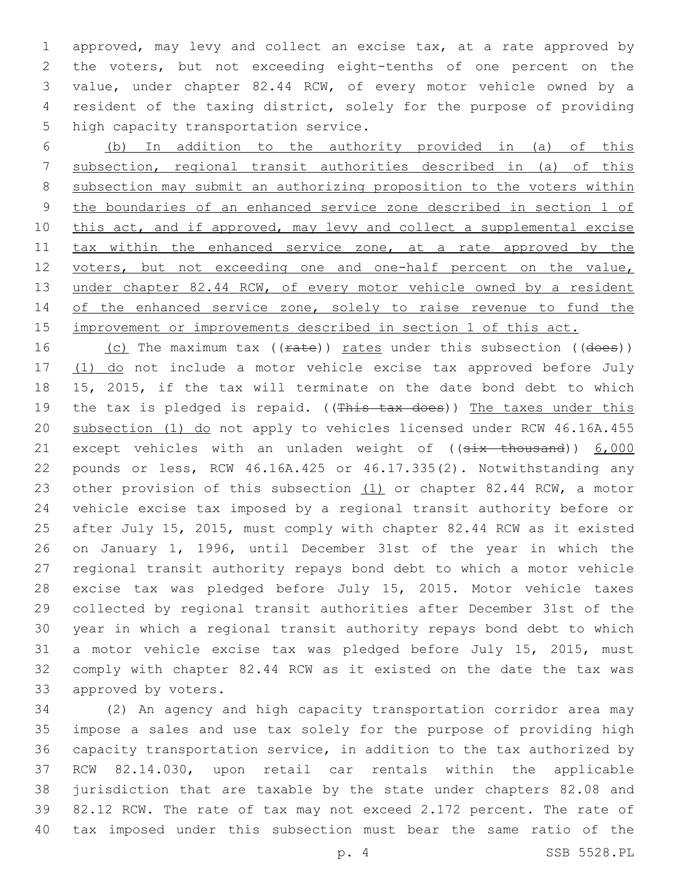approved, may levy and collect an excise tax, at a rate approved by the voters, but not exceeding eight-tenths of one percent on the value, under chapter 82.44 RCW, of every motor vehicle owned by a resident of the taxing district, solely for the purpose of providing high capacity transportation service.

(b) In addition to the authority provided in (a) of this subsection, regional transit authorities described in (a) of this subsection may submit an authorizing proposition to the voters within the boundaries of an enhanced service zone described in section 1 of this act, and if approved, may levy and collect a supplemental excise tax within the enhanced service zone, at a rate approved by the voters, but not exceeding one and one-half percent on the value, under chapter 82.44 RCW, of every motor vehicle owned by a resident of the enhanced service zone, solely to raise revenue to fund the improvement or improvements described in section 1 of this act.

(c) The maximum tax ((~~rate~~)) rates under this subsection ((~~does~~)) (1) do not include a motor vehicle excise tax approved before July 15, 2015, if the tax will terminate on the date bond debt to which the tax is pledged is repaid. ((~~This tax does~~)) The taxes under this subsection (1) do not apply to vehicles licensed under RCW 46.16A.455 except vehicles with an unladen weight of ((~~six thousand~~)) 6,000 pounds or less, RCW 46.16A.425 or 46.17.335(2). Notwithstanding any other provision of this subsection (1) or chapter 82.44 RCW, a motor vehicle excise tax imposed by a regional transit authority before or after July 15, 2015, must comply with chapter 82.44 RCW as it existed on January 1, 1996, until December 31st of the year in which the regional transit authority repays bond debt to which a motor vehicle excise tax was pledged before July 15, 2015. Motor vehicle taxes collected by regional transit authorities after December 31st of the year in which a regional transit authority repays bond debt to which a motor vehicle excise tax was pledged before July 15, 2015, must comply with chapter 82.44 RCW as it existed on the date the tax was approved by voters.

(2) An agency and high capacity transportation corridor area may impose a sales and use tax solely for the purpose of providing high capacity transportation service, in addition to the tax authorized by RCW 82.14.030, upon retail car rentals within the applicable jurisdiction that are taxable by the state under chapters 82.08 and 82.12 RCW. The rate of tax may not exceed 2.172 percent. The rate of tax imposed under this subsection must bear the same ratio of the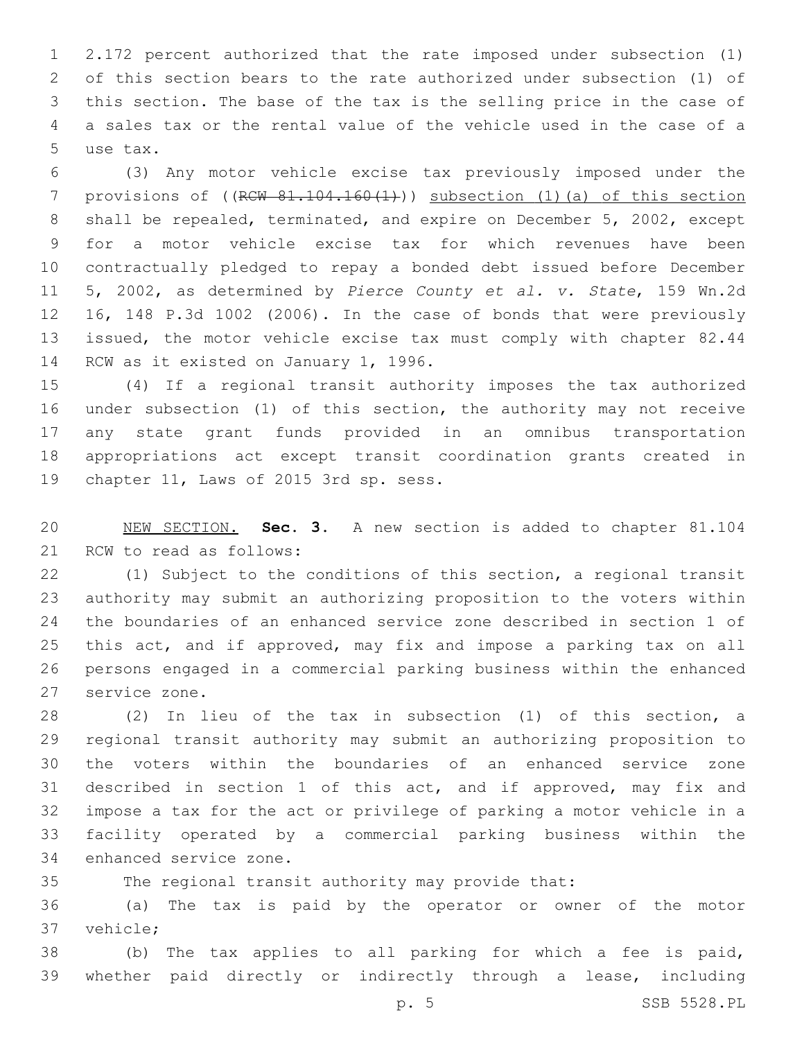2.172 percent authorized that the rate imposed under subsection (1) of this section bears to the rate authorized under subsection (1) of this section. The base of the tax is the selling price in the case of a sales tax or the rental value of the vehicle used in the case of a use tax.

(3) Any motor vehicle excise tax previously imposed under the provisions of ((~~RCW 81.104.160(1)~~)) <u>subsection (1)(a) of this section</u> shall be repealed, terminated, and expire on December 5, 2002, except for a motor vehicle excise tax for which revenues have been contractually pledged to repay a bonded debt issued before December 5, 2002, as determined by *Pierce County et al. v. State*, 159 Wn.2d 16, 148 P.3d 1002 (2006). In the case of bonds that were previously issued, the motor vehicle excise tax must comply with chapter 82.44 RCW as it existed on January 1, 1996.

(4) If a regional transit authority imposes the tax authorized under subsection (1) of this section, the authority may not receive any state grant funds provided in an omnibus transportation appropriations act except transit coordination grants created in chapter 11, Laws of 2015 3rd sp. sess.

<u>NEW SECTION.</u> **Sec. 3.** A new section is added to chapter 81.104 RCW to read as follows:

(1) Subject to the conditions of this section, a regional transit authority may submit an authorizing proposition to the voters within the boundaries of an enhanced service zone described in section 1 of this act, and if approved, may fix and impose a parking tax on all persons engaged in a commercial parking business within the enhanced service zone.

(2) In lieu of the tax in subsection (1) of this section, a regional transit authority may submit an authorizing proposition to the voters within the boundaries of an enhanced service zone described in section 1 of this act, and if approved, may fix and impose a tax for the act or privilege of parking a motor vehicle in a facility operated by a commercial parking business within the enhanced service zone.

The regional transit authority may provide that:

(a) The tax is paid by the operator or owner of the motor vehicle;

(b) The tax applies to all parking for which a fee is paid, whether paid directly or indirectly through a lease, including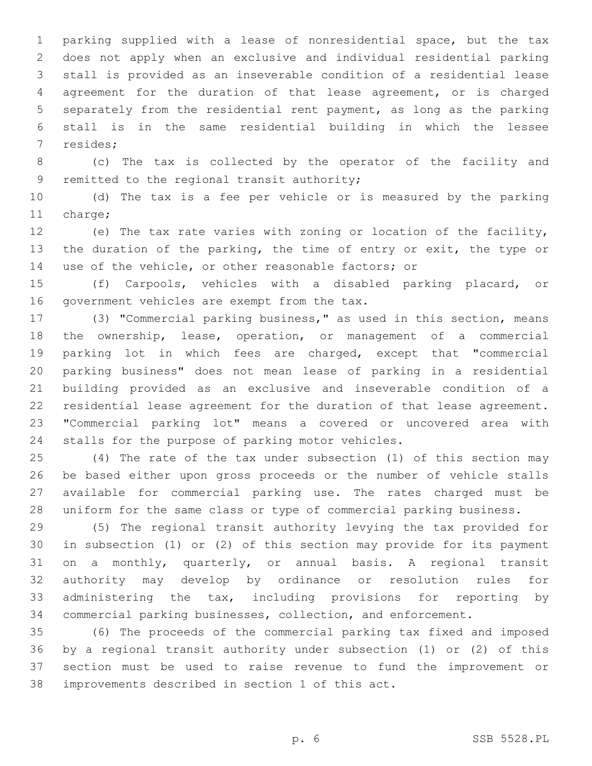parking supplied with a lease of nonresidential space, but the tax does not apply when an exclusive and individual residential parking stall is provided as an inseverable condition of a residential lease agreement for the duration of that lease agreement, or is charged separately from the residential rent payment, as long as the parking stall is in the same residential building in which the lessee resides;

(c) The tax is collected by the operator of the facility and remitted to the regional transit authority;

(d) The tax is a fee per vehicle or is measured by the parking charge;

(e) The tax rate varies with zoning or location of the facility, the duration of the parking, the time of entry or exit, the type or use of the vehicle, or other reasonable factors; or

(f) Carpools, vehicles with a disabled parking placard, or government vehicles are exempt from the tax.

(3) "Commercial parking business," as used in this section, means the ownership, lease, operation, or management of a commercial parking lot in which fees are charged, except that "commercial parking business" does not mean lease of parking in a residential building provided as an exclusive and inseverable condition of a residential lease agreement for the duration of that lease agreement. "Commercial parking lot" means a covered or uncovered area with stalls for the purpose of parking motor vehicles.

(4) The rate of the tax under subsection (1) of this section may be based either upon gross proceeds or the number of vehicle stalls available for commercial parking use. The rates charged must be uniform for the same class or type of commercial parking business.

(5) The regional transit authority levying the tax provided for in subsection (1) or (2) of this section may provide for its payment on a monthly, quarterly, or annual basis. A regional transit authority may develop by ordinance or resolution rules for administering the tax, including provisions for reporting by commercial parking businesses, collection, and enforcement.

(6) The proceeds of the commercial parking tax fixed and imposed by a regional transit authority under subsection (1) or (2) of this section must be used to raise revenue to fund the improvement or improvements described in section 1 of this act.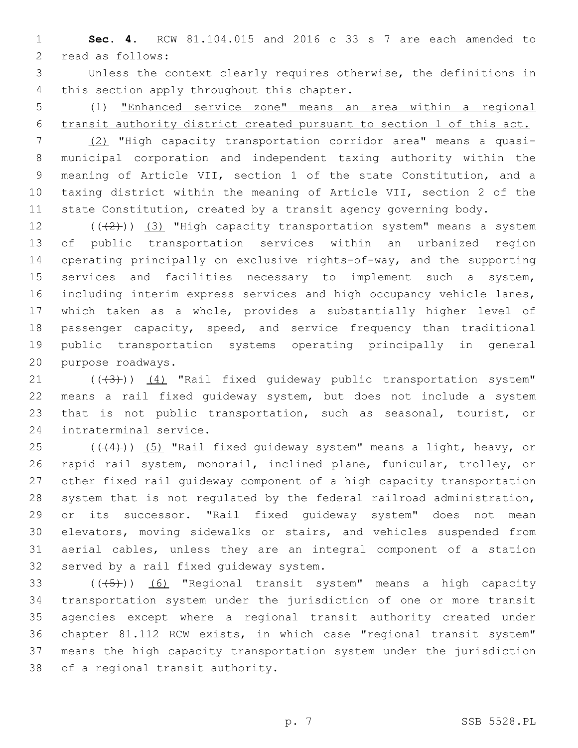**Sec. 4.** RCW 81.104.015 and 2016 c 33 s 7 are each amended to read as follows:

Unless the context clearly requires otherwise, the definitions in this section apply throughout this chapter.

(1) <u>"Enhanced service zone" means an area within a regional transit authority district created pursuant to section 1 of this act.</u>

<u>(2)</u> "High capacity transportation corridor area" means a quasi-municipal corporation and independent taxing authority within the meaning of Article VII, section 1 of the state Constitution, and a taxing district within the meaning of Article VII, section 2 of the state Constitution, created by a transit agency governing body.

~~((2))~~ <u>(3)</u> "High capacity transportation system" means a system of public transportation services within an urbanized region operating principally on exclusive rights-of-way, and the supporting services and facilities necessary to implement such a system, including interim express services and high occupancy vehicle lanes, which taken as a whole, provides a substantially higher level of passenger capacity, speed, and service frequency than traditional public transportation systems operating principally in general purpose roadways.

~~((3))~~ <u>(4)</u> "Rail fixed guideway public transportation system" means a rail fixed guideway system, but does not include a system that is not public transportation, such as seasonal, tourist, or intraterminal service.

~~((4))~~ <u>(5)</u> "Rail fixed guideway system" means a light, heavy, or rapid rail system, monorail, inclined plane, funicular, trolley, or other fixed rail guideway component of a high capacity transportation system that is not regulated by the federal railroad administration, or its successor. "Rail fixed guideway system" does not mean elevators, moving sidewalks or stairs, and vehicles suspended from aerial cables, unless they are an integral component of a station served by a rail fixed guideway system.

~~((5))~~ <u>(6)</u> "Regional transit system" means a high capacity transportation system under the jurisdiction of one or more transit agencies except where a regional transit authority created under chapter 81.112 RCW exists, in which case "regional transit system" means the high capacity transportation system under the jurisdiction of a regional transit authority.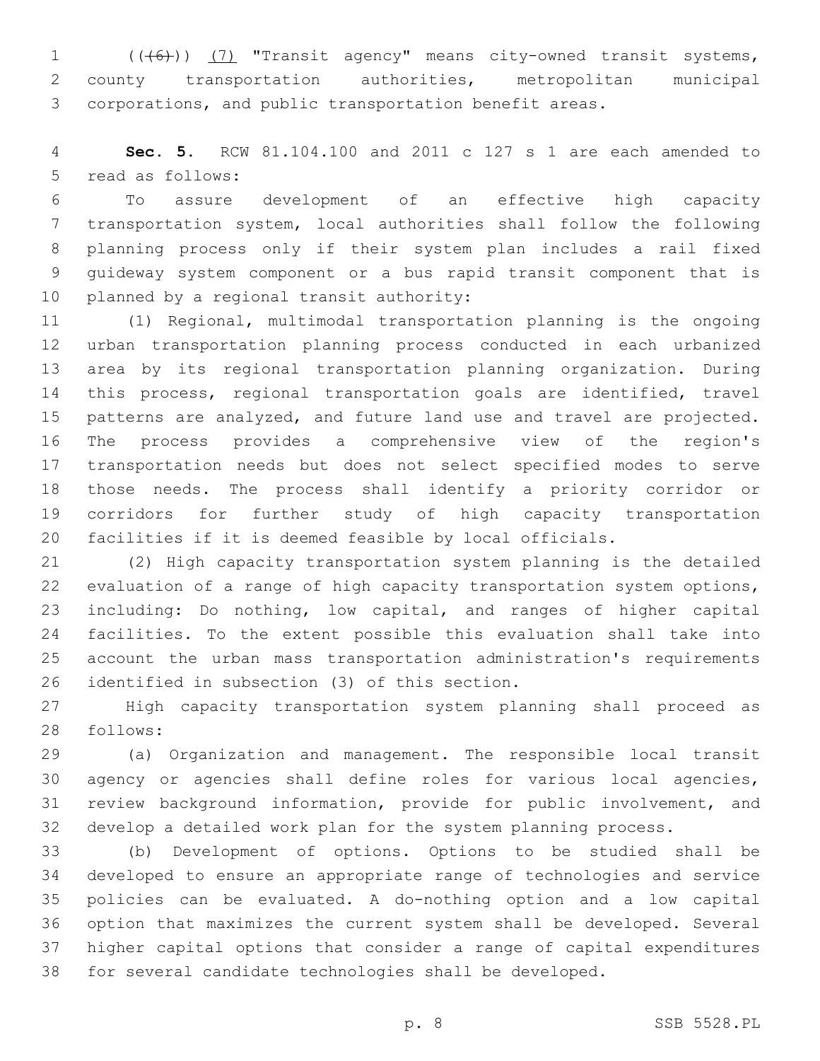((~~(6)~~)) (7) "Transit agency" means city-owned transit systems, county transportation authorities, metropolitan municipal corporations, and public transportation benefit areas.

**Sec. 5.** RCW 81.104.100 and 2011 c 127 s 1 are each amended to read as follows:

To assure development of an effective high capacity transportation system, local authorities shall follow the following planning process only if their system plan includes a rail fixed guideway system component or a bus rapid transit component that is planned by a regional transit authority:

(1) Regional, multimodal transportation planning is the ongoing urban transportation planning process conducted in each urbanized area by its regional transportation planning organization. During this process, regional transportation goals are identified, travel patterns are analyzed, and future land use and travel are projected. The process provides a comprehensive view of the region's transportation needs but does not select specified modes to serve those needs. The process shall identify a priority corridor or corridors for further study of high capacity transportation facilities if it is deemed feasible by local officials.

(2) High capacity transportation system planning is the detailed evaluation of a range of high capacity transportation system options, including: Do nothing, low capital, and ranges of higher capital facilities. To the extent possible this evaluation shall take into account the urban mass transportation administration's requirements identified in subsection (3) of this section.

High capacity transportation system planning shall proceed as follows:

(a) Organization and management. The responsible local transit agency or agencies shall define roles for various local agencies, review background information, provide for public involvement, and develop a detailed work plan for the system planning process.

(b) Development of options. Options to be studied shall be developed to ensure an appropriate range of technologies and service policies can be evaluated. A do-nothing option and a low capital option that maximizes the current system shall be developed. Several higher capital options that consider a range of capital expenditures for several candidate technologies shall be developed.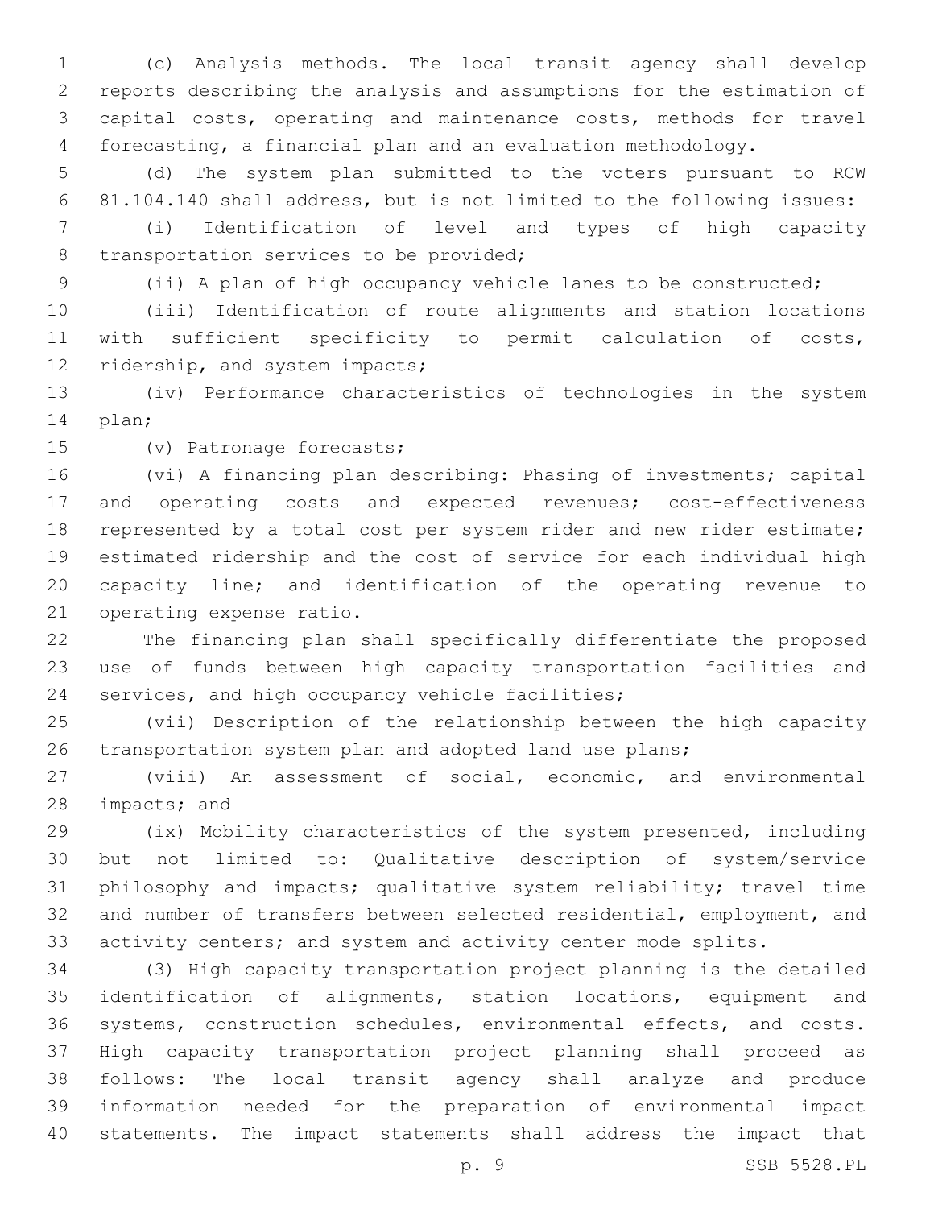(c) Analysis methods. The local transit agency shall develop reports describing the analysis and assumptions for the estimation of capital costs, operating and maintenance costs, methods for travel forecasting, a financial plan and an evaluation methodology.

(d) The system plan submitted to the voters pursuant to RCW 81.104.140 shall address, but is not limited to the following issues:

(i) Identification of level and types of high capacity transportation services to be provided;

(ii) A plan of high occupancy vehicle lanes to be constructed;

(iii) Identification of route alignments and station locations with sufficient specificity to permit calculation of costs, ridership, and system impacts;

(iv) Performance characteristics of technologies in the system plan;

(v) Patronage forecasts;

(vi) A financing plan describing: Phasing of investments; capital and operating costs and expected revenues; cost-effectiveness represented by a total cost per system rider and new rider estimate; estimated ridership and the cost of service for each individual high capacity line; and identification of the operating revenue to operating expense ratio.

The financing plan shall specifically differentiate the proposed use of funds between high capacity transportation facilities and services, and high occupancy vehicle facilities;

(vii) Description of the relationship between the high capacity transportation system plan and adopted land use plans;

(viii) An assessment of social, economic, and environmental impacts; and

(ix) Mobility characteristics of the system presented, including but not limited to: Qualitative description of system/service philosophy and impacts; qualitative system reliability; travel time and number of transfers between selected residential, employment, and activity centers; and system and activity center mode splits.

(3) High capacity transportation project planning is the detailed identification of alignments, station locations, equipment and systems, construction schedules, environmental effects, and costs. High capacity transportation project planning shall proceed as follows: The local transit agency shall analyze and produce information needed for the preparation of environmental impact statements. The impact statements shall address the impact that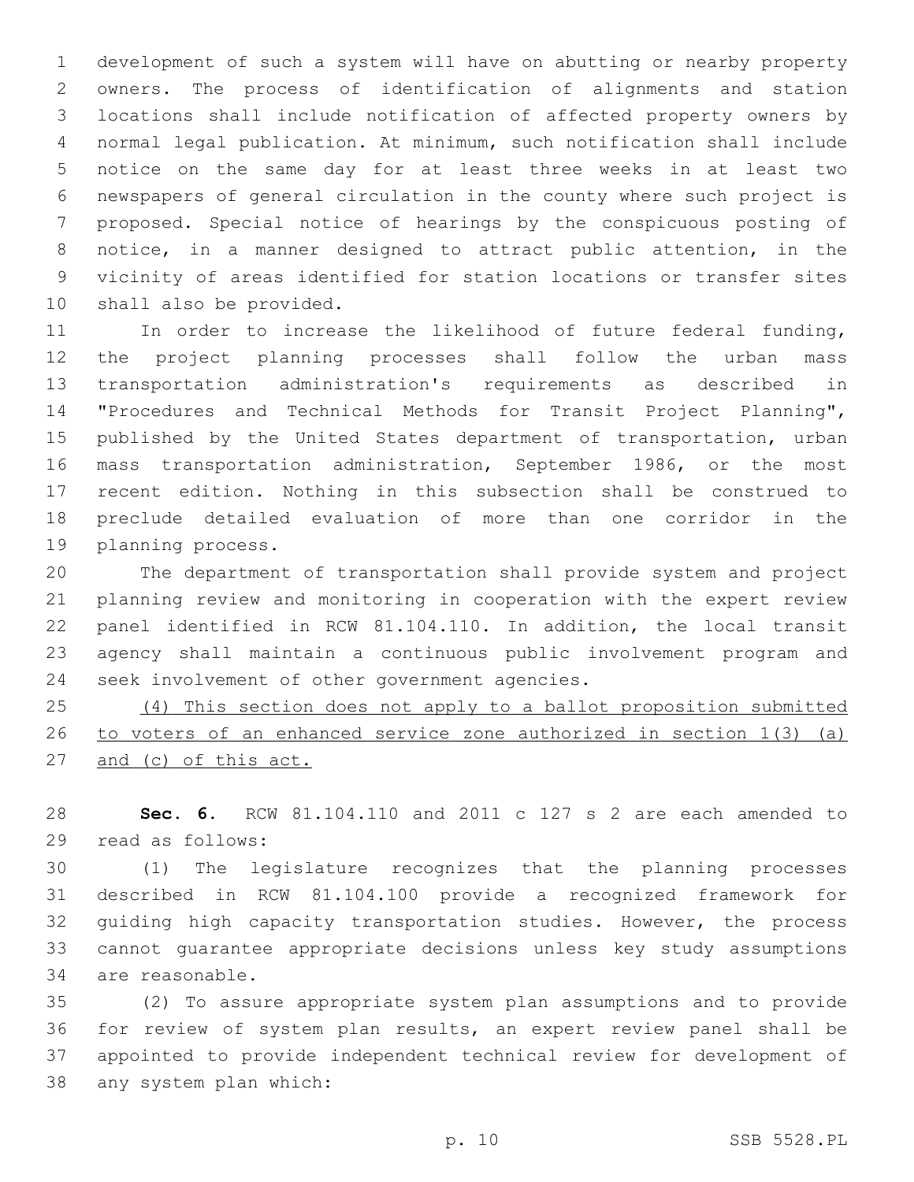development of such a system will have on abutting or nearby property owners. The process of identification of alignments and station locations shall include notification of affected property owners by normal legal publication. At minimum, such notification shall include notice on the same day for at least three weeks in at least two newspapers of general circulation in the county where such project is proposed. Special notice of hearings by the conspicuous posting of notice, in a manner designed to attract public attention, in the vicinity of areas identified for station locations or transfer sites shall also be provided.

In order to increase the likelihood of future federal funding, the project planning processes shall follow the urban mass transportation administration's requirements as described in "Procedures and Technical Methods for Transit Project Planning", published by the United States department of transportation, urban mass transportation administration, September 1986, or the most recent edition. Nothing in this subsection shall be construed to preclude detailed evaluation of more than one corridor in the planning process.

The department of transportation shall provide system and project planning review and monitoring in cooperation with the expert review panel identified in RCW 81.104.110. In addition, the local transit agency shall maintain a continuous public involvement program and seek involvement of other government agencies.

<u>(4) This section does not apply to a ballot proposition submitted to voters of an enhanced service zone authorized in section 1(3) (a) and (c) of this act.</u>

**Sec. 6.** RCW 81.104.110 and 2011 c 127 s 2 are each amended to read as follows:

(1) The legislature recognizes that the planning processes described in RCW 81.104.100 provide a recognized framework for guiding high capacity transportation studies. However, the process cannot guarantee appropriate decisions unless key study assumptions are reasonable.

(2) To assure appropriate system plan assumptions and to provide for review of system plan results, an expert review panel shall be appointed to provide independent technical review for development of any system plan which: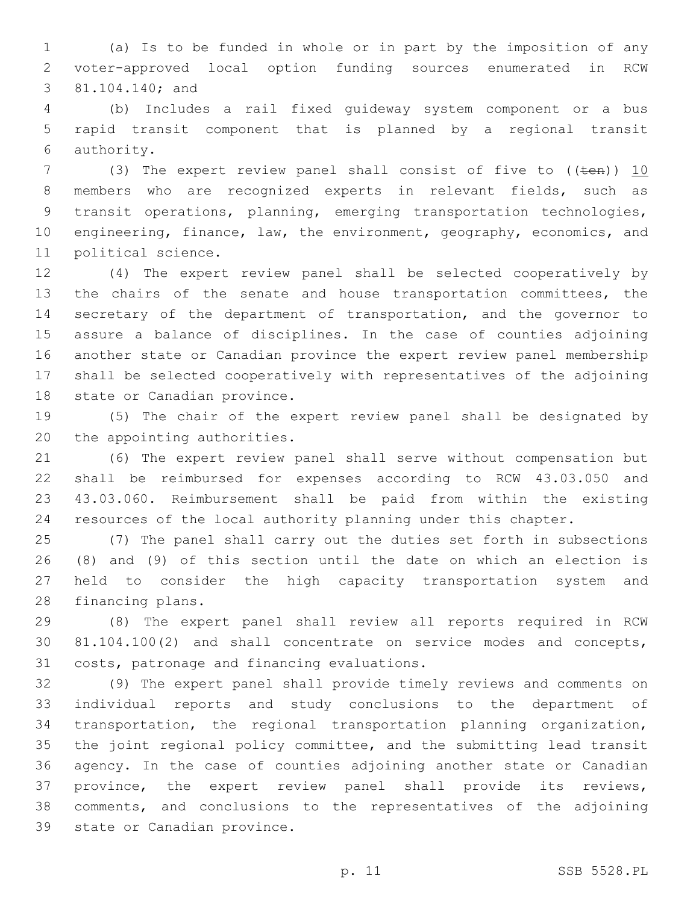(a) Is to be funded in whole or in part by the imposition of any voter-approved local option funding sources enumerated in RCW 81.104.140; and

(b) Includes a rail fixed guideway system component or a bus rapid transit component that is planned by a regional transit authority.

(3) The expert review panel shall consist of five to ((~~ten~~)) 10 members who are recognized experts in relevant fields, such as transit operations, planning, emerging transportation technologies, engineering, finance, law, the environment, geography, economics, and political science.

(4) The expert review panel shall be selected cooperatively by the chairs of the senate and house transportation committees, the secretary of the department of transportation, and the governor to assure a balance of disciplines. In the case of counties adjoining another state or Canadian province the expert review panel membership shall be selected cooperatively with representatives of the adjoining state or Canadian province.

(5) The chair of the expert review panel shall be designated by the appointing authorities.

(6) The expert review panel shall serve without compensation but shall be reimbursed for expenses according to RCW 43.03.050 and 43.03.060. Reimbursement shall be paid from within the existing resources of the local authority planning under this chapter.

(7) The panel shall carry out the duties set forth in subsections (8) and (9) of this section until the date on which an election is held to consider the high capacity transportation system and financing plans.

(8) The expert panel shall review all reports required in RCW 81.104.100(2) and shall concentrate on service modes and concepts, costs, patronage and financing evaluations.

(9) The expert panel shall provide timely reviews and comments on individual reports and study conclusions to the department of transportation, the regional transportation planning organization, the joint regional policy committee, and the submitting lead transit agency. In the case of counties adjoining another state or Canadian province, the expert review panel shall provide its reviews, comments, and conclusions to the representatives of the adjoining state or Canadian province.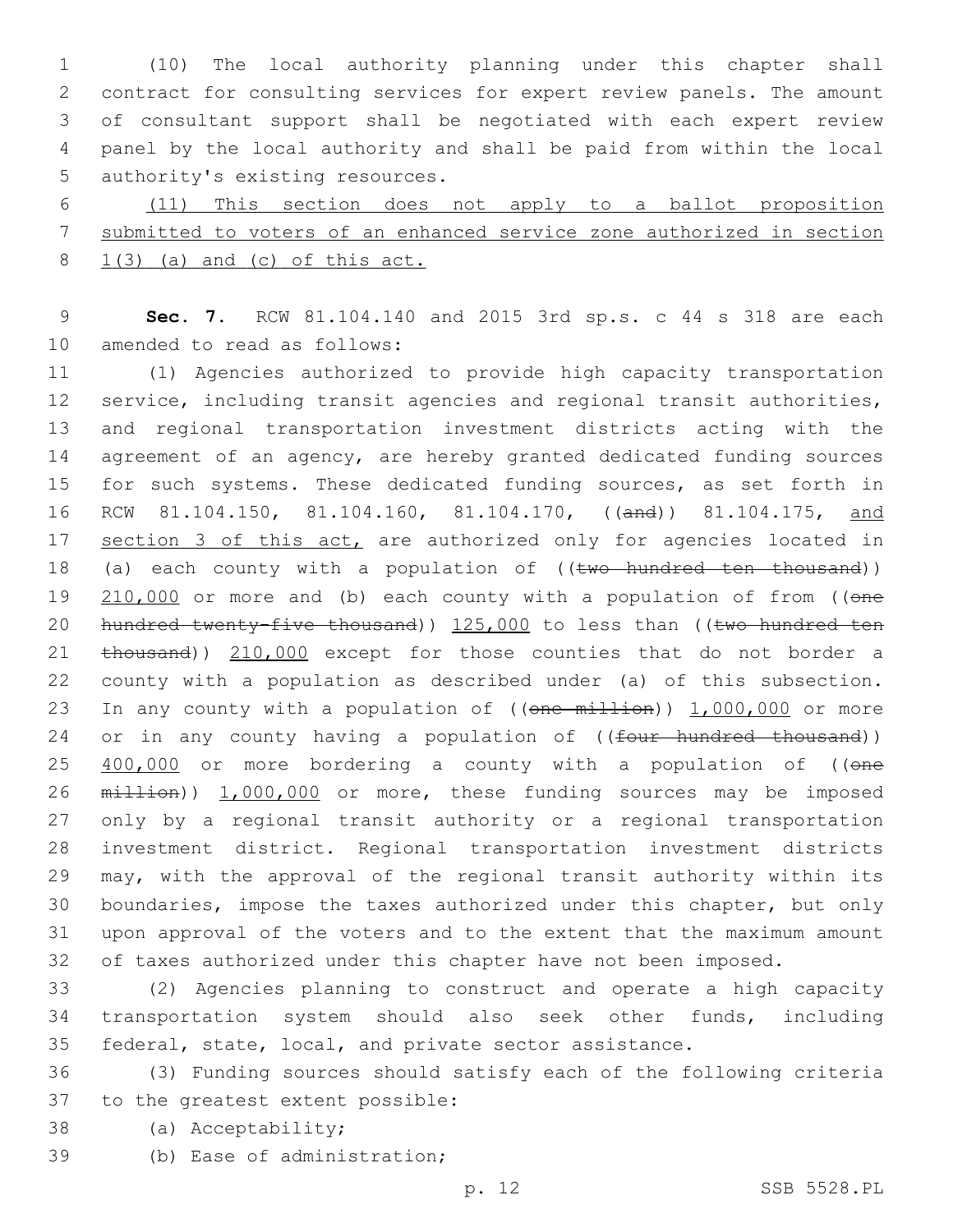(10) The local authority planning under this chapter shall contract for consulting services for expert review panels. The amount of consultant support shall be negotiated with each expert review panel by the local authority and shall be paid from within the local authority's existing resources.

<u>(11) This section does not apply to a ballot proposition submitted to voters of an enhanced service zone authorized in section 1(3) (a) and (c) of this act.</u>

**Sec. 7.** RCW 81.104.140 and 2015 3rd sp.s. c 44 s 318 are each amended to read as follows:

(1) Agencies authorized to provide high capacity transportation service, including transit agencies and regional transit authorities, and regional transportation investment districts acting with the agreement of an agency, are hereby granted dedicated funding sources for such systems. These dedicated funding sources, as set forth in RCW 81.104.150, 81.104.160, 81.104.170, ((~~and~~)) 81.104.175, <u>and section 3 of this act,</u> are authorized only for agencies located in (a) each county with a population of ((~~two hundred ten thousand~~)) <u>210,000</u> or more and (b) each county with a population of from ((~~one hundred twenty-five thousand~~)) <u>125,000</u> to less than ((~~two hundred ten thousand~~)) <u>210,000</u> except for those counties that do not border a county with a population as described under (a) of this subsection. In any county with a population of ((~~one million~~)) <u>1,000,000</u> or more or in any county having a population of ((~~four hundred thousand~~)) <u>400,000</u> or more bordering a county with a population of ((~~one million~~)) <u>1,000,000</u> or more, these funding sources may be imposed only by a regional transit authority or a regional transportation investment district. Regional transportation investment districts may, with the approval of the regional transit authority within its boundaries, impose the taxes authorized under this chapter, but only upon approval of the voters and to the extent that the maximum amount of taxes authorized under this chapter have not been imposed.

(2) Agencies planning to construct and operate a high capacity transportation system should also seek other funds, including federal, state, local, and private sector assistance.

(3) Funding sources should satisfy each of the following criteria to the greatest extent possible:

(a) Acceptability;

(b) Ease of administration;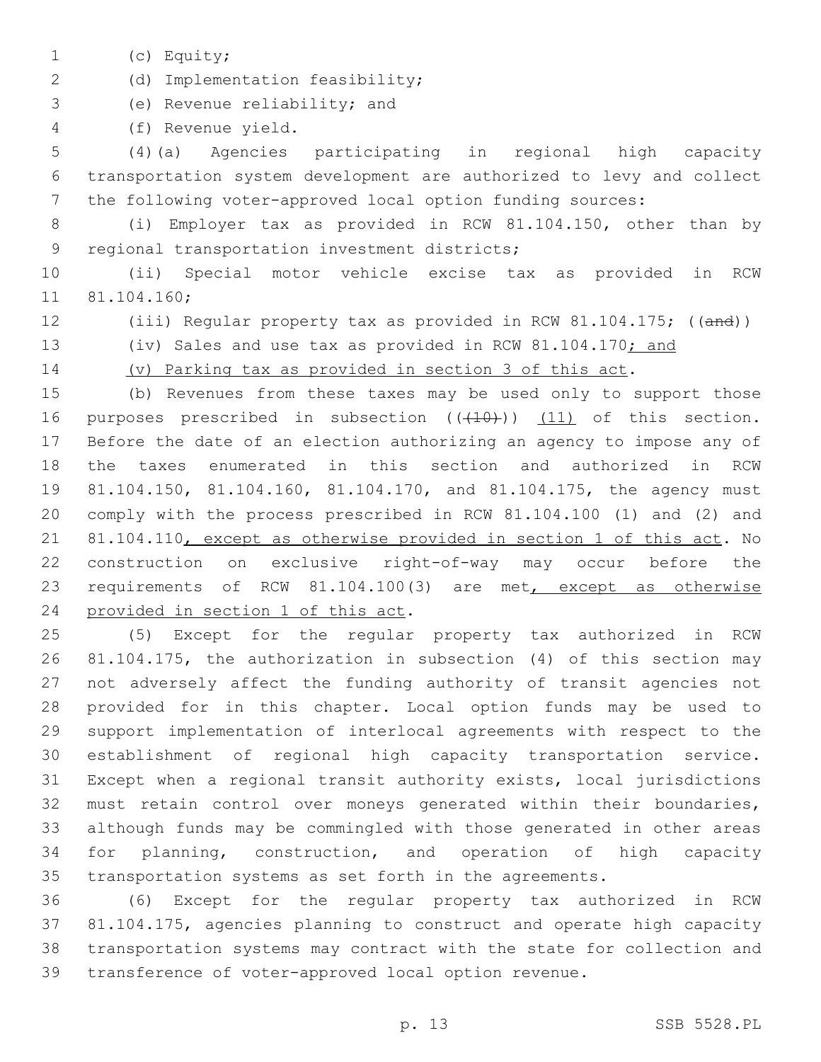(c) Equity;

(d) Implementation feasibility;

(e) Revenue reliability; and

(f) Revenue yield.

(4)(a) Agencies participating in regional high capacity transportation system development are authorized to levy and collect the following voter-approved local option funding sources:

(i) Employer tax as provided in RCW 81.104.150, other than by regional transportation investment districts;

(ii) Special motor vehicle excise tax as provided in RCW 81.104.160;

(iii) Regular property tax as provided in RCW 81.104.175; ((~~and~~))

(iv) Sales and use tax as provided in RCW 81.104.170; and

(v) Parking tax as provided in section 3 of this act.

(b) Revenues from these taxes may be used only to support those purposes prescribed in subsection ((~~(10)~~)) (11) of this section. Before the date of an election authorizing an agency to impose any of the taxes enumerated in this section and authorized in RCW 81.104.150, 81.104.160, 81.104.170, and 81.104.175, the agency must comply with the process prescribed in RCW 81.104.100 (1) and (2) and 81.104.110, except as otherwise provided in section 1 of this act. No construction on exclusive right-of-way may occur before the requirements of RCW 81.104.100(3) are met, except as otherwise provided in section 1 of this act.

(5) Except for the regular property tax authorized in RCW 81.104.175, the authorization in subsection (4) of this section may not adversely affect the funding authority of transit agencies not provided for in this chapter. Local option funds may be used to support implementation of interlocal agreements with respect to the establishment of regional high capacity transportation service. Except when a regional transit authority exists, local jurisdictions must retain control over moneys generated within their boundaries, although funds may be commingled with those generated in other areas for planning, construction, and operation of high capacity transportation systems as set forth in the agreements.

(6) Except for the regular property tax authorized in RCW 81.104.175, agencies planning to construct and operate high capacity transportation systems may contract with the state for collection and transference of voter-approved local option revenue.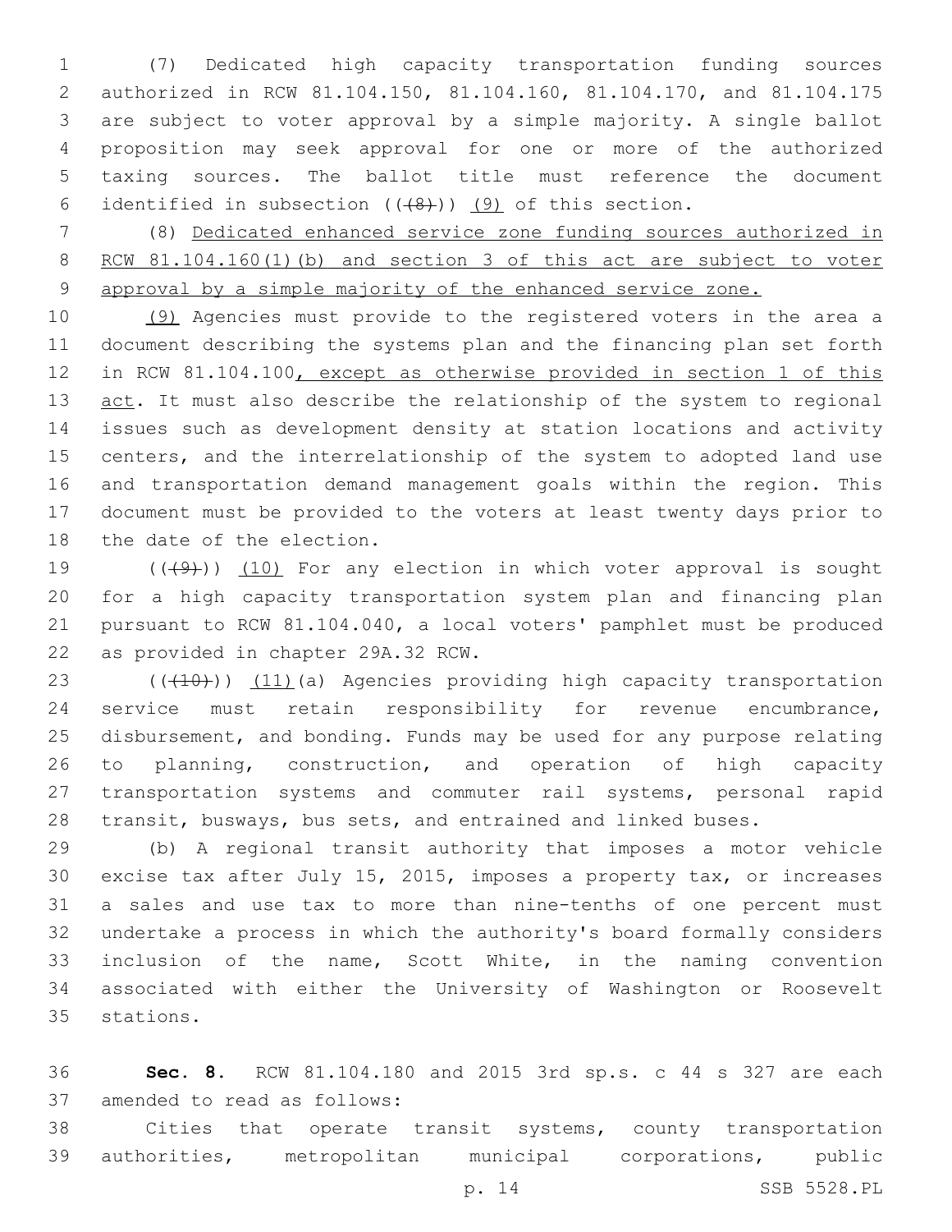(7) Dedicated high capacity transportation funding sources authorized in RCW 81.104.150, 81.104.160, 81.104.170, and 81.104.175 are subject to voter approval by a simple majority. A single ballot proposition may seek approval for one or more of the authorized taxing sources. The ballot title must reference the document identified in subsection ((~~(8)~~)) <u>(9)</u> of this section.

(8) <u>Dedicated enhanced service zone funding sources authorized in RCW 81.104.160(1)(b) and section 3 of this act are subject to voter approval by a simple majority of the enhanced service zone.</u>

<u>(9)</u> Agencies must provide to the registered voters in the area a document describing the systems plan and the financing plan set forth in RCW 81.104.100<u>, except as otherwise provided in section 1 of this act</u>. It must also describe the relationship of the system to regional issues such as development density at station locations and activity centers, and the interrelationship of the system to adopted land use and transportation demand management goals within the region. This document must be provided to the voters at least twenty days prior to the date of the election.

((~~(9)~~)) <u>(10)</u> For any election in which voter approval is sought for a high capacity transportation system plan and financing plan pursuant to RCW 81.104.040, a local voters' pamphlet must be produced as provided in chapter 29A.32 RCW.

((~~(10)~~)) <u>(11)</u>(a) Agencies providing high capacity transportation service must retain responsibility for revenue encumbrance, disbursement, and bonding. Funds may be used for any purpose relating to planning, construction, and operation of high capacity transportation systems and commuter rail systems, personal rapid transit, busways, bus sets, and entrained and linked buses.

(b) A regional transit authority that imposes a motor vehicle excise tax after July 15, 2015, imposes a property tax, or increases a sales and use tax to more than nine-tenths of one percent must undertake a process in which the authority's board formally considers inclusion of the name, Scott White, in the naming convention associated with either the University of Washington or Roosevelt stations.

**Sec. 8.** RCW 81.104.180 and 2015 3rd sp.s. c 44 s 327 are each amended to read as follows:

Cities that operate transit systems, county transportation authorities, metropolitan municipal corporations, public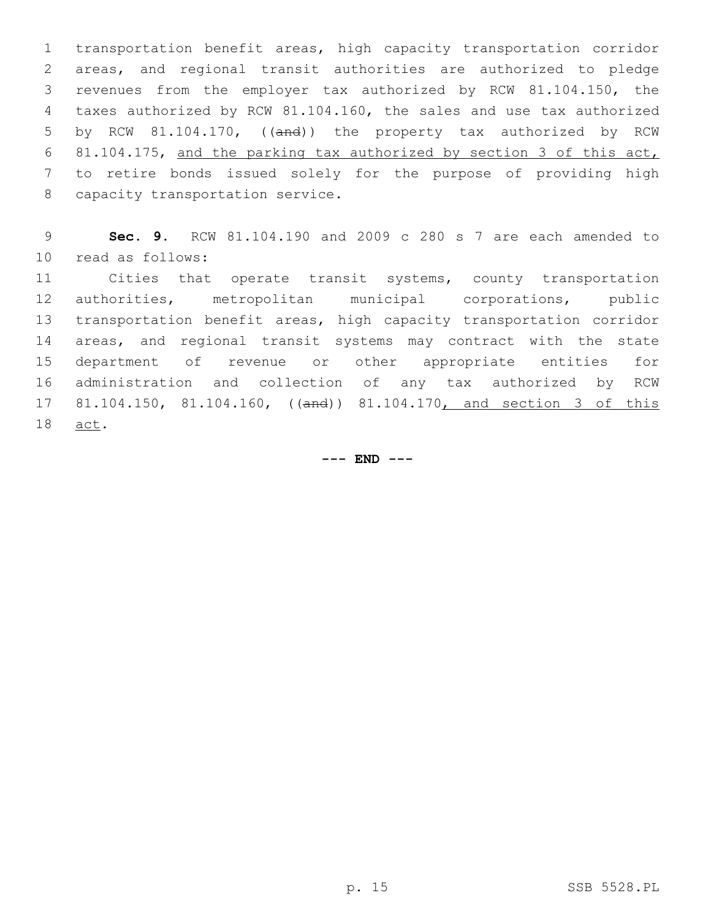transportation benefit areas, high capacity transportation corridor areas, and regional transit authorities are authorized to pledge revenues from the employer tax authorized by RCW 81.104.150, the taxes authorized by RCW 81.104.160, the sales and use tax authorized by RCW 81.104.170, ((~~and~~)) the property tax authorized by RCW 81.104.175, <u>and the parking tax authorized by section 3 of this act,</u> to retire bonds issued solely for the purpose of providing high capacity transportation service.

**Sec. 9.** RCW 81.104.190 and 2009 c 280 s 7 are each amended to read as follows:

Cities that operate transit systems, county transportation authorities, metropolitan municipal corporations, public transportation benefit areas, high capacity transportation corridor areas, and regional transit systems may contract with the state department of revenue or other appropriate entities for administration and collection of any tax authorized by RCW 81.104.150, 81.104.160, ((~~and~~)) 81.104.170<u>, and section 3 of this act</u>.

**--- END ---**